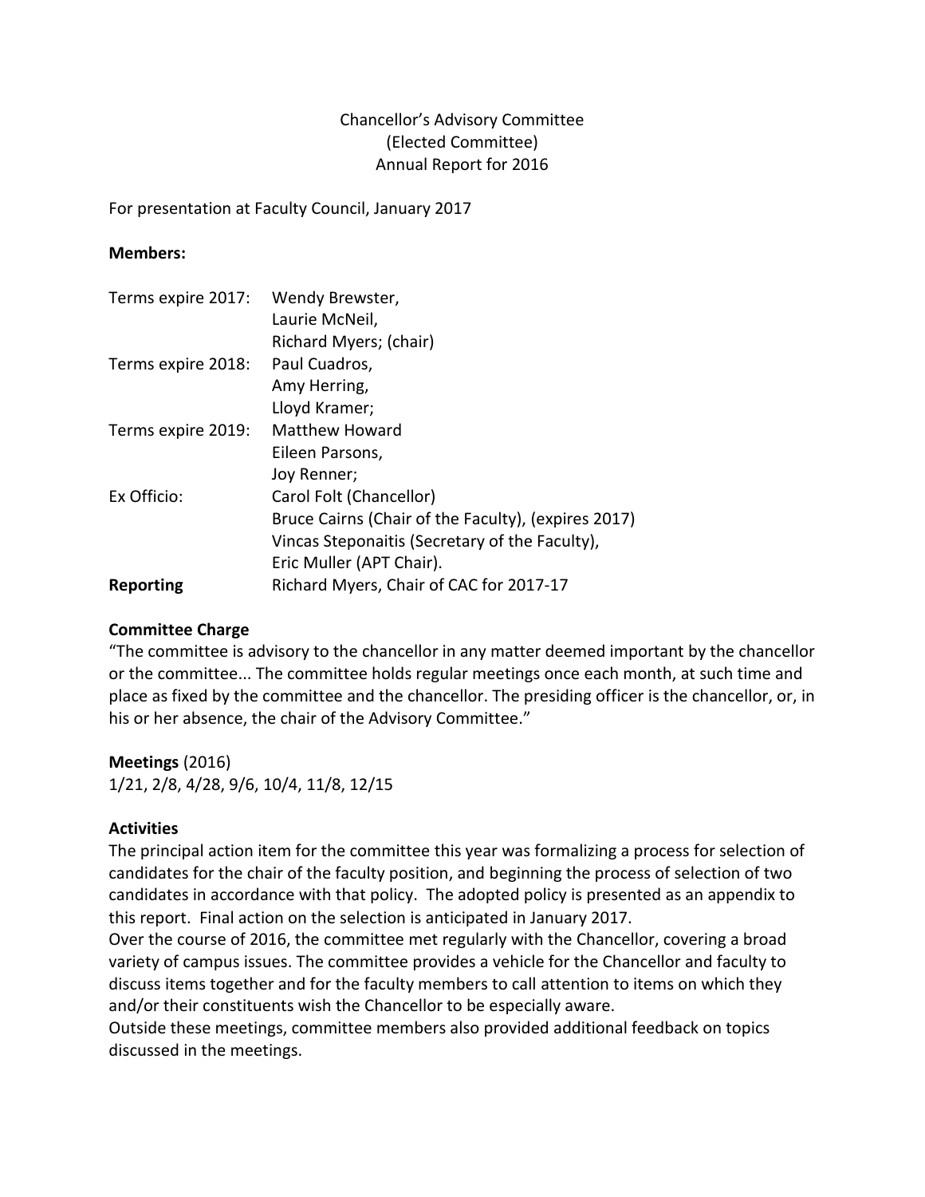Chancellor's Advisory Committee
(Elected Committee)
Annual Report for 2016

For presentation at Faculty Council, January 2017

**Members:**

| | |
|---|---|
| Terms expire 2017: | Wendy Brewster, |
| | Laurie McNeil, |
| | Richard Myers; (chair) |
| Terms expire 2018: | Paul Cuadros, |
| | Amy Herring, |
| | Lloyd Kramer; |
| Terms expire 2019: | Matthew Howard |
| | Eileen Parsons, |
| | Joy Renner; |
| Ex Officio: | Carol Folt (Chancellor) |
| | Bruce Cairns (Chair of the Faculty), (expires 2017) |
| | Vincas Steponaitis (Secretary of the Faculty), |
| | Eric Muller (APT Chair). |
| **Reporting** | Richard Myers, Chair of CAC for 2017-17 |

**Committee Charge**

"The committee is advisory to the chancellor in any matter deemed important by the chancellor or the committee... The committee holds regular meetings once each month, at such time and place as fixed by the committee and the chancellor. The presiding officer is the chancellor, or, in his or her absence, the chair of the Advisory Committee."

**Meetings** (2016)

1/21, 2/8, 4/28, 9/6, 10/4, 11/8, 12/15

**Activities**

The principal action item for the committee this year was formalizing a process for selection of candidates for the chair of the faculty position, and beginning the process of selection of two candidates in accordance with that policy. The adopted policy is presented as an appendix to this report. Final action on the selection is anticipated in January 2017.

Over the course of 2016, the committee met regularly with the Chancellor, covering a broad variety of campus issues. The committee provides a vehicle for the Chancellor and faculty to discuss items together and for the faculty members to call attention to items on which they and/or their constituents wish the Chancellor to be especially aware.

Outside these meetings, committee members also provided additional feedback on topics discussed in the meetings.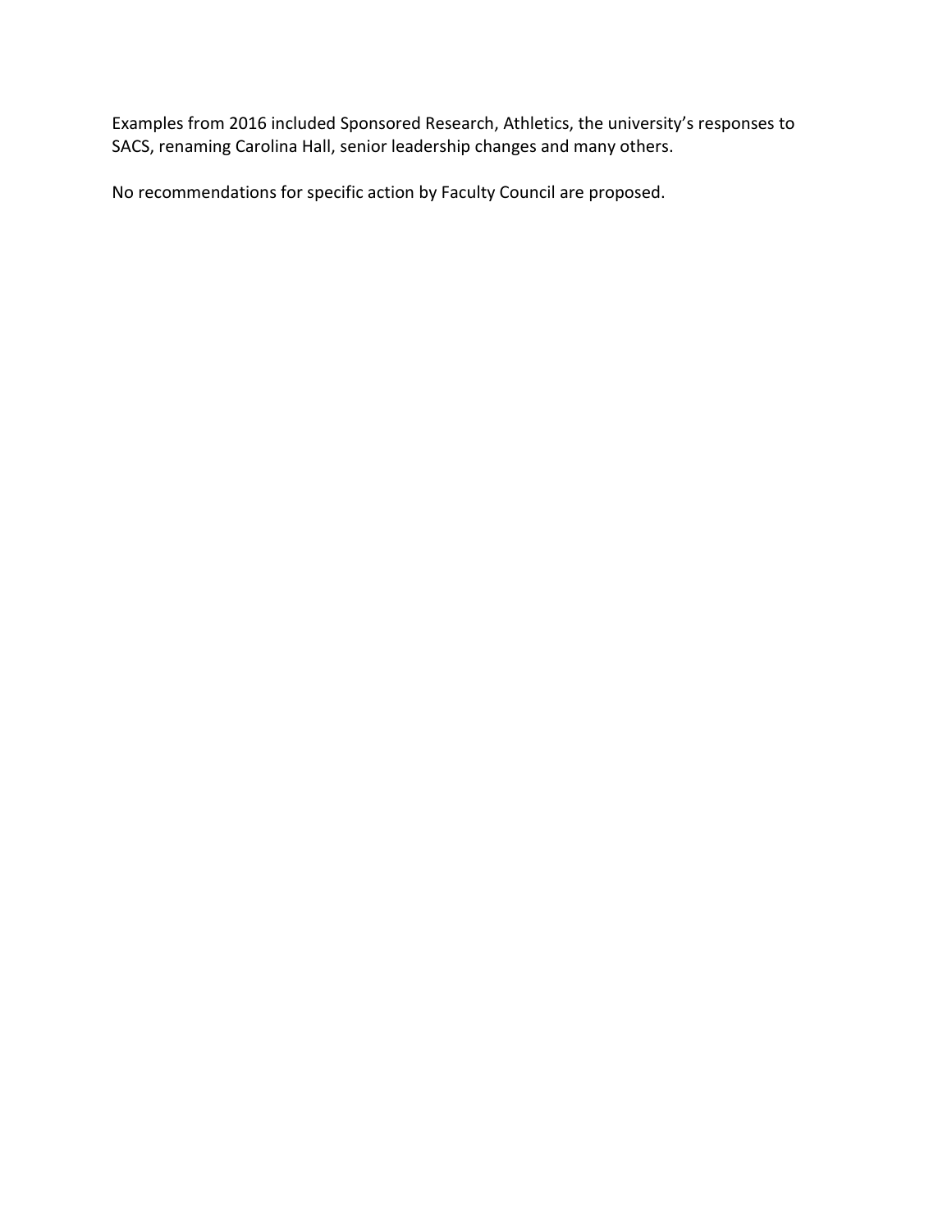Examples from 2016 included Sponsored Research, Athletics, the university's responses to SACS, renaming Carolina Hall, senior leadership changes and many others.

No recommendations for specific action by Faculty Council are proposed.